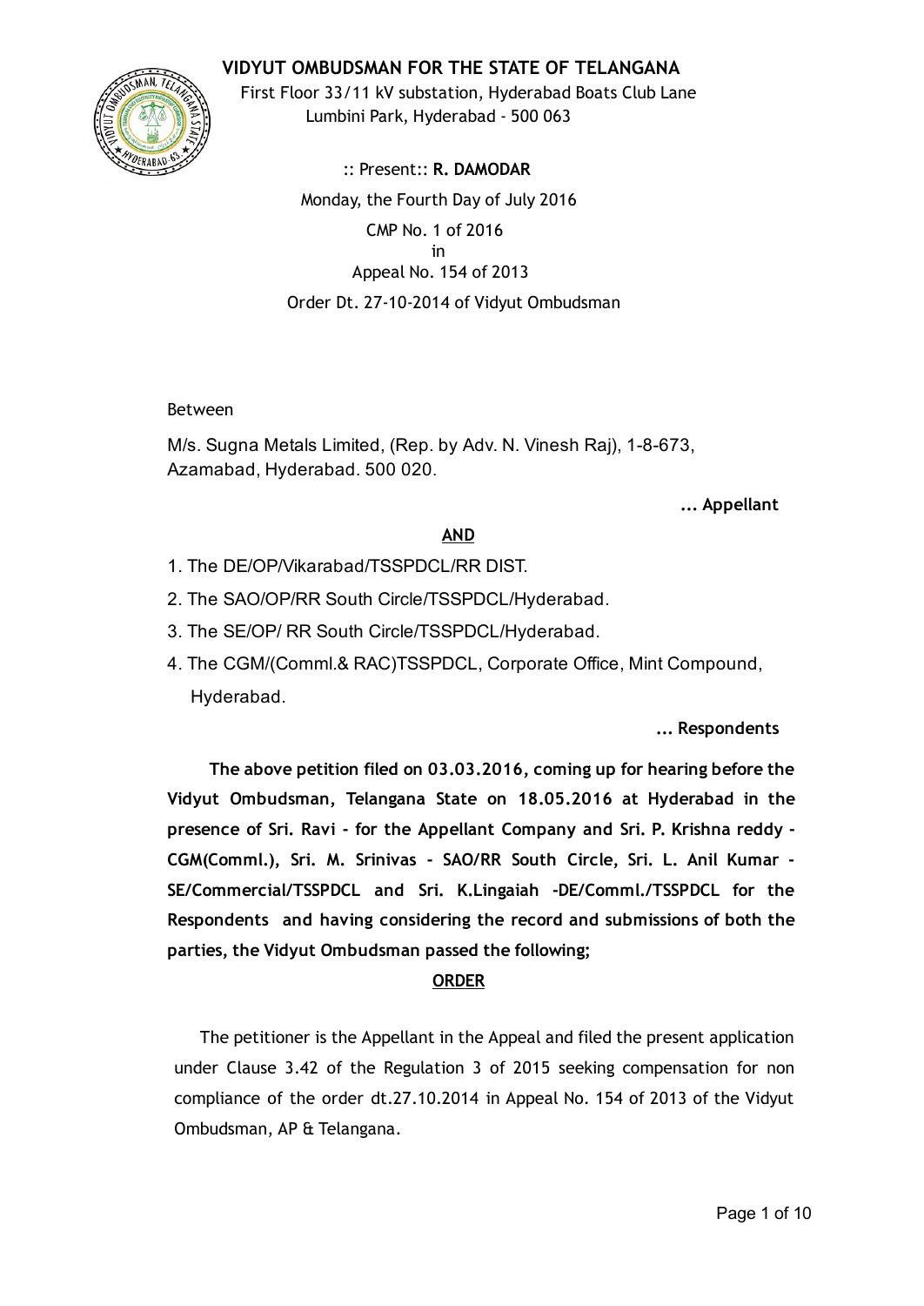# VIDYUT OMBUDSMAN FOR THE STATE OF TELANGANA

First Floor 33/11 kV substation, Hyderabad Boats Club Lane
Lumbini Park, Hyderabad - 500 063

:: Present:: **R. DAMODAR**

Monday, the Fourth Day of July 2016

CMP No. 1 of 2016
in
Appeal No. 154 of 2013

Order Dt. 27-10-2014 of Vidyut Ombudsman

Between

M/s. Sugna Metals Limited, (Rep. by Adv. N. Vinesh Raj), 1-8-673, Azamabad, Hyderabad. 500 020.

**... Appellant**

**AND**

1. The DE/OP/Vikarabad/TSSPDCL/RR DIST.
2. The SAO/OP/RR South Circle/TSSPDCL/Hyderabad.
3. The SE/OP/ RR South Circle/TSSPDCL/Hyderabad.
4. The CGM/(Comml.& RAC)TSSPDCL, Corporate Office, Mint Compound, Hyderabad.

**... Respondents**

**The above petition filed on 03.03.2016, coming up for hearing before the Vidyut Ombudsman, Telangana State on 18.05.2016 at Hyderabad in the presence of Sri. Ravi - for the Appellant Company and Sri. P. Krishna reddy - CGM(Comml.), Sri. M. Srinivas - SAO/RR South Circle, Sri. L. Anil Kumar - SE/Commercial/TSSPDCL and Sri. K.Lingaiah -DE/Comml./TSSPDCL for the Respondents and having considering the record and submissions of both the parties, the Vidyut Ombudsman passed the following;**

**ORDER**

The petitioner is the Appellant in the Appeal and filed the present application under Clause 3.42 of the Regulation 3 of 2015 seeking compensation for non compliance of the order dt.27.10.2014 in Appeal No. 154 of 2013 of the Vidyut Ombudsman, AP & Telangana.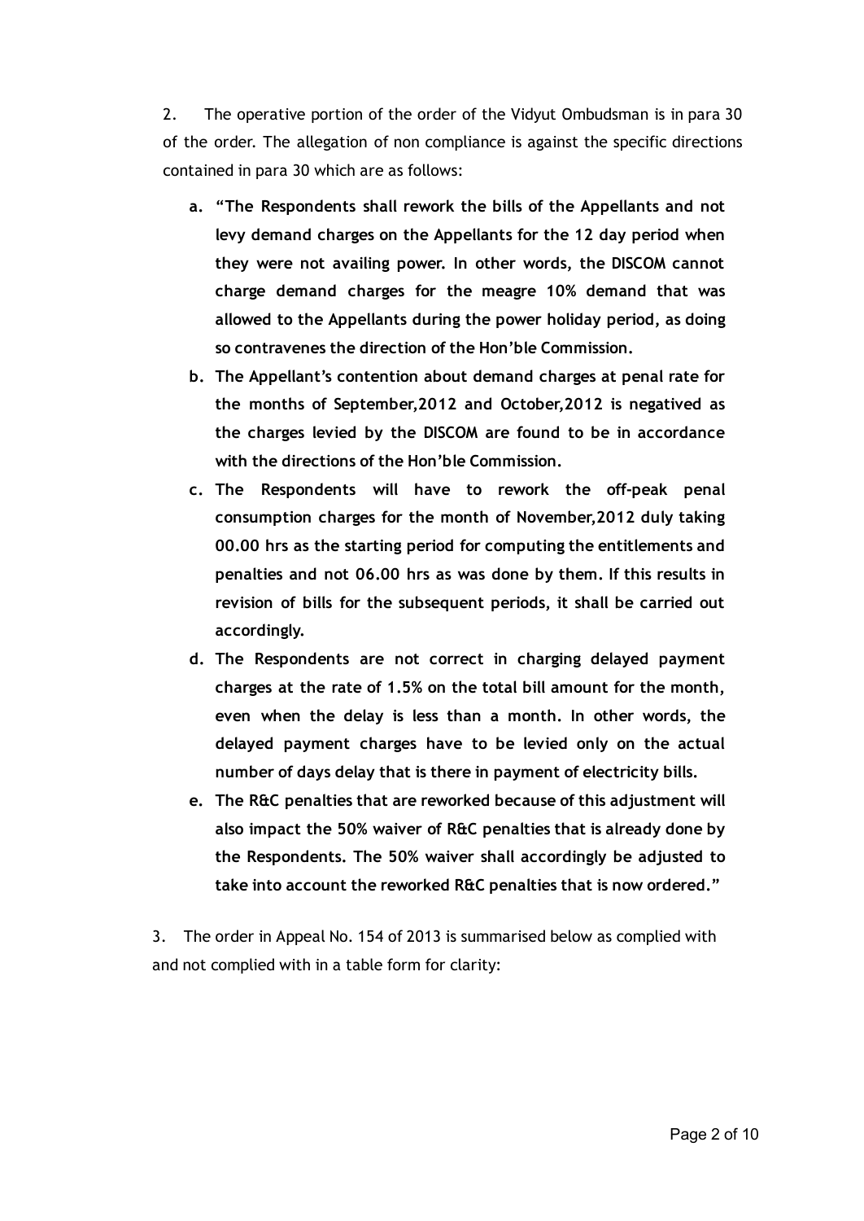2. The operative portion of the order of the Vidyut Ombudsman is in para 30 of the order. The allegation of non compliance is against the specific directions contained in para 30 which are as follows:

a. **"The Respondents shall rework the bills of the Appellants and not levy demand charges on the Appellants for the 12 day period when they were not availing power. In other words, the DISCOM cannot charge demand charges for the meagre 10% demand that was allowed to the Appellants during the power holiday period, as doing so contravenes the direction of the Hon'ble Commission.**

b. **The Appellant's contention about demand charges at penal rate for the months of September,2012 and October,2012 is negatived as the charges levied by the DISCOM are found to be in accordance with the directions of the Hon'ble Commission.**

c. **The Respondents will have to rework the off-peak penal consumption charges for the month of November,2012 duly taking 00.00 hrs as the starting period for computing the entitlements and penalties and not 06.00 hrs as was done by them. If this results in revision of bills for the subsequent periods, it shall be carried out accordingly.**

d. **The Respondents are not correct in charging delayed payment charges at the rate of 1.5% on the total bill amount for the month, even when the delay is less than a month. In other words, the delayed payment charges have to be levied only on the actual number of days delay that is there in payment of electricity bills.**

e. **The R&C penalties that are reworked because of this adjustment will also impact the 50% waiver of R&C penalties that is already done by the Respondents. The 50% waiver shall accordingly be adjusted to take into account the reworked R&C penalties that is now ordered."**

3. The order in Appeal No. 154 of 2013 is summarised below as complied with and not complied with in a table form for clarity: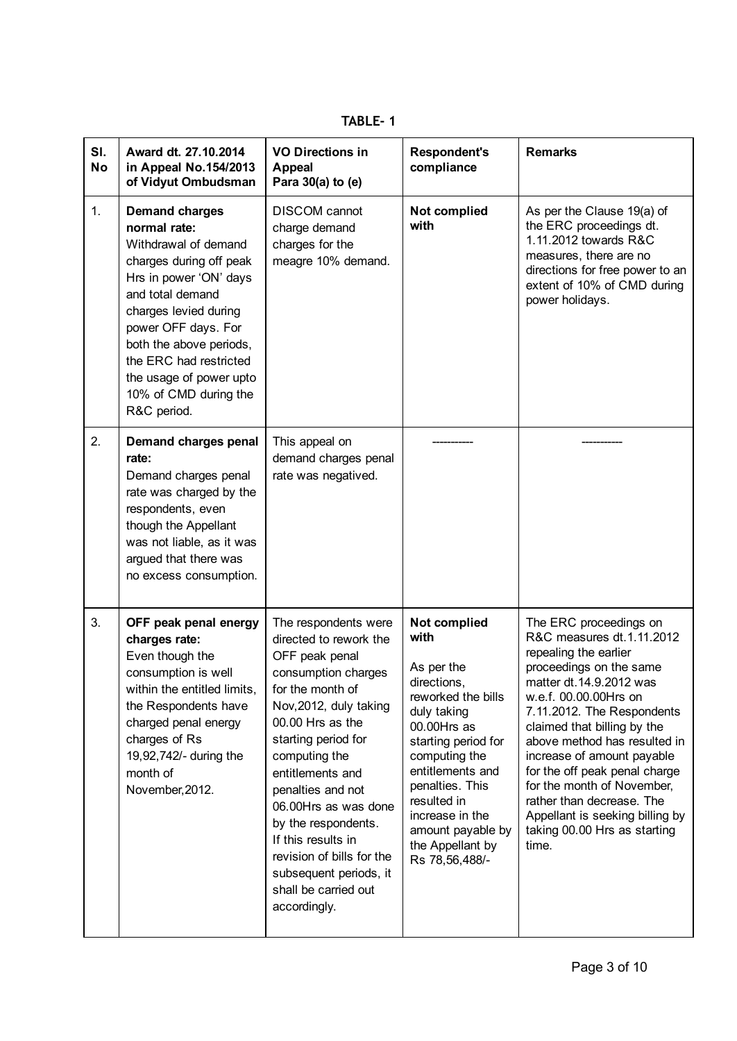**TABLE- 1**

| Sl. No | Award dt. 27.10.2014 in Appeal No.154/2013 of Vidyut Ombudsman | VO Directions in Appeal Para 30(a) to (e) | Respondent's compliance | Remarks |
|---|---|---|---|---|
| 1. | **Demand charges normal rate:** Withdrawal of demand charges during off peak Hrs in power 'ON' days and total demand charges levied during power OFF days. For both the above periods, the ERC had restricted the usage of power upto 10% of CMD during the R&C period. | DISCOM cannot charge demand charges for the meagre 10% demand. | **Not complied with** | As per the Clause 19(a) of the ERC proceedings dt. 1.11.2012 towards R&C measures, there are no directions for free power to an extent of 10% of CMD during power holidays. |
| 2. | **Demand charges penal rate:** Demand charges penal rate was charged by the respondents, even though the Appellant was not liable, as it was argued that there was no excess consumption. | This appeal on demand charges penal rate was negatived. | ----------- | ----------- |
| 3. | **OFF peak penal energy charges rate:** Even though the consumption is well within the entitled limits, the Respondents have charged penal energy charges of Rs 19,92,742/- during the month of November,2012. | The respondents were directed to rework the OFF peak penal consumption charges for the month of Nov,2012, duly taking 00.00 Hrs as the starting period for computing the entitlements and penalties and not 06.00Hrs as was done by the respondents. If this results in revision of bills for the subsequent periods, it shall be carried out accordingly. | **Not complied with** As per the directions, reworked the bills duly taking 00.00Hrs as starting period for computing the entitlements and penalties. This resulted in increase in the amount payable by the Appellant by Rs 78,56,488/- | The ERC proceedings on R&C measures dt.1.11.2012 repealing the earlier proceedings on the same matter dt.14.9.2012 was w.e.f. 00.00.00Hrs on 7.11.2012. The Respondents claimed that billing by the above method has resulted in increase of amount payable for the off peak penal charge for the month of November, rather than decrease. The Appellant is seeking billing by taking 00.00 Hrs as starting time. |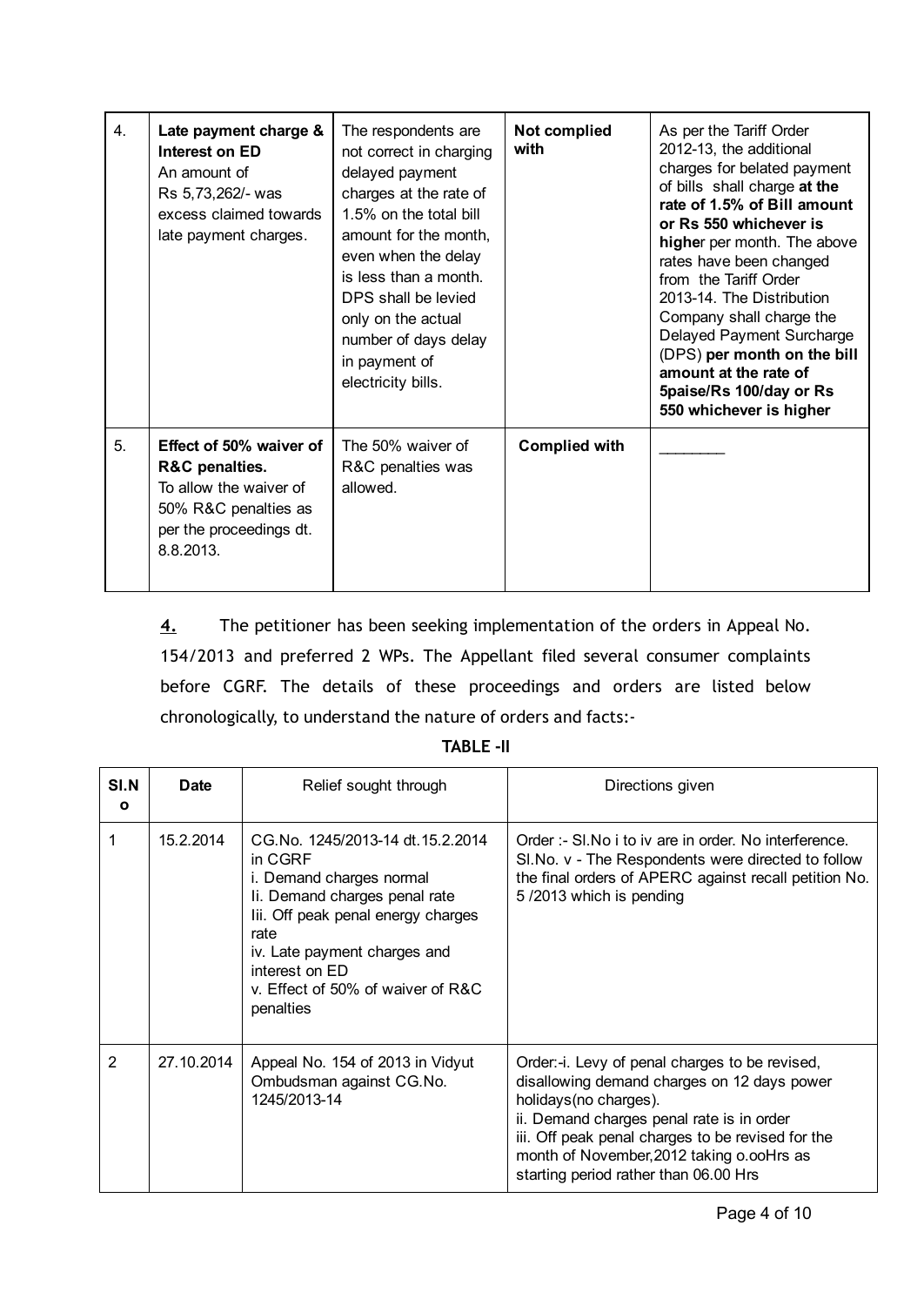| 4. | **Late payment charge & Interest on ED** An amount of Rs 5,73,262/- was excess claimed towards late payment charges. | The respondents are not correct in charging delayed payment charges at the rate of 1.5% on the total bill amount for the month, even when the delay is less than a month. DPS shall be levied only on the actual number of days delay in payment of electricity bills. | **Not complied with** | As per the Tariff Order 2012-13, the additional charges for belated payment of bills shall charge **at the rate of 1.5% of Bill amount or Rs 550 whichever is higher** per month. The above rates have been changed from the Tariff Order 2013-14. The Distribution Company shall charge the Delayed Payment Surcharge (DPS) **per month on the bill amount at the rate of 5paise/Rs 100/day or Rs 550 whichever is higher** |
|---|---|---|---|---|
| 5. | **Effect of 50% waiver of R&C penalties.** To allow the waiver of 50% R&C penalties as per the proceedings dt. 8.8.2013. | The 50% waiver of R&C penalties was allowed. | **Complied with** | ________ |

**4.** The petitioner has been seeking implementation of the orders in Appeal No. 154/2013 and preferred 2 WPs. The Appellant filed several consumer complaints before CGRF. The details of these proceedings and orders are listed below chronologically, to understand the nature of orders and facts:-

**TABLE -II**

| Sl.No | Date | Relief sought through | Directions given |
|---|---|---|---|
| 1 | 15.2.2014 | CG.No. 1245/2013-14 dt.15.2.2014 in CGRF<br>i. Demand charges normal<br>Ii. Demand charges penal rate<br>Iii. Off peak penal energy charges rate<br>iv. Late payment charges and interest on ED<br>v. Effect of 50% of waiver of R&C penalties | Order :- Sl.No i to iv are in order. No interference.<br>Sl.No. v - The Respondents were directed to follow the final orders of APERC against recall petition No. 5 /2013 which is pending |
| 2 | 27.10.2014 | Appeal No. 154 of 2013 in Vidyut Ombudsman against CG.No. 1245/2013-14 | Order:-i. Levy of penal charges to be revised, disallowing demand charges on 12 days power holidays(no charges).<br>ii. Demand charges penal rate is in order<br>iii. Off peak penal charges to be revised for the month of November,2012 taking o.ooHrs as starting period rather than 06.00 Hrs |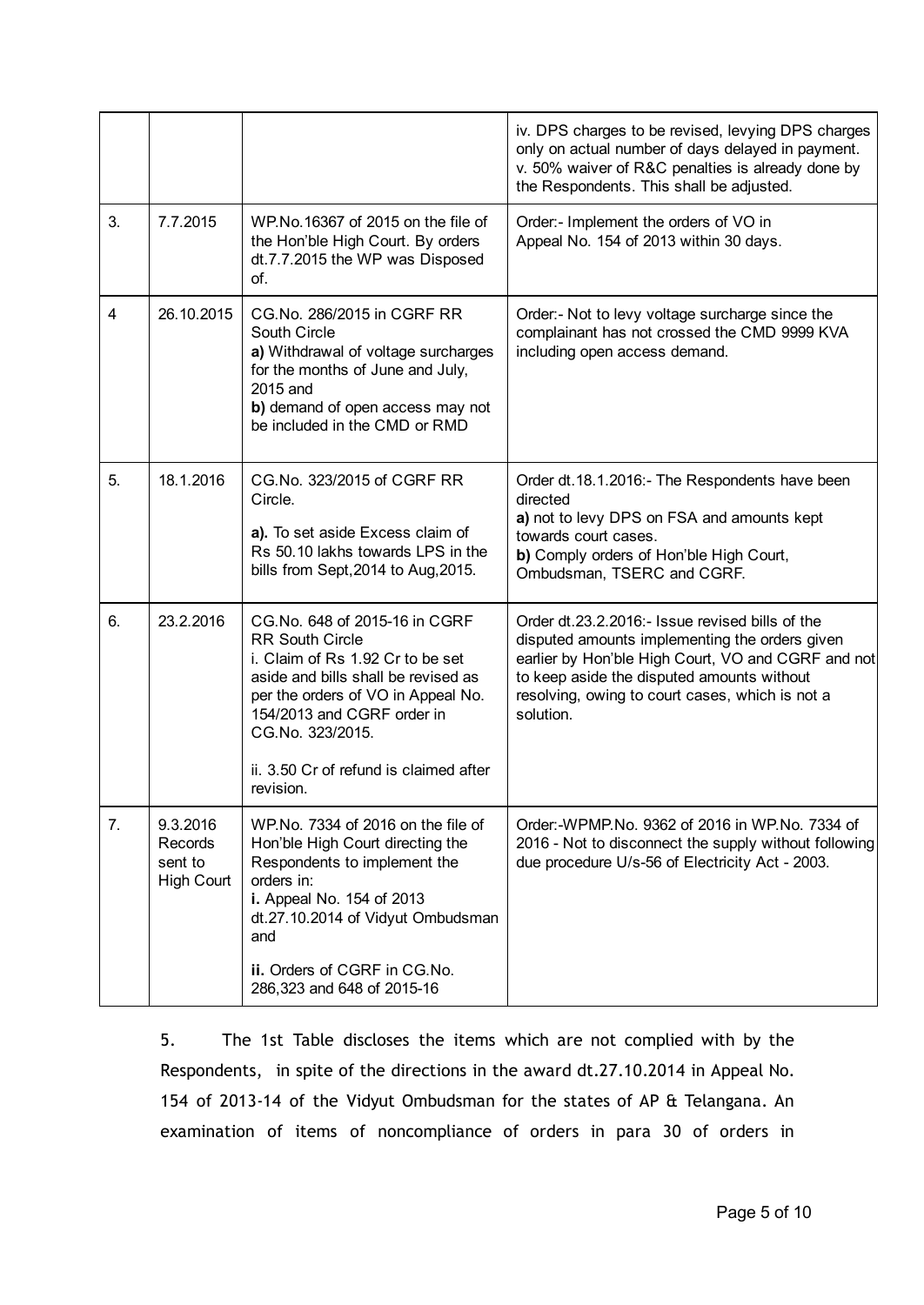| | | | |
|---|---|---|---|
| | | | iv. DPS charges to be revised, levying DPS charges only on actual number of days delayed in payment.<br>v. 50% waiver of R&C penalties is already done by the Respondents. This shall be adjusted. |
| 3. | 7.7.2015 | WP.No.16367 of 2015 on the file of the Hon'ble High Court. By orders dt.7.7.2015 the WP was Disposed of. | Order:- Implement the orders of VO in Appeal No. 154 of 2013 within 30 days. |
| 4 | 26.10.2015 | CG.No. 286/2015 in CGRF RR South Circle<br>**a)** Withdrawal of voltage surcharges for the months of June and July, 2015 and<br>**b)** demand of open access may not be included in the CMD or RMD | Order:- Not to levy voltage surcharge since the complainant has not crossed the CMD 9999 KVA including open access demand. |
| 5. | 18.1.2016 | CG.No. 323/2015 of CGRF RR Circle.<br>**a).** To set aside Excess claim of Rs 50.10 lakhs towards LPS in the bills from Sept,2014 to Aug,2015. | Order dt.18.1.2016:- The Respondents have been directed<br>**a)** not to levy DPS on FSA and amounts kept towards court cases.<br>**b)** Comply orders of Hon'ble High Court, Ombudsman, TSERC and CGRF. |
| 6. | 23.2.2016 | CG.No. 648 of 2015-16 in CGRF RR South Circle<br>i. Claim of Rs 1.92 Cr to be set aside and bills shall be revised as per the orders of VO in Appeal No. 154/2013 and CGRF order in CG.No. 323/2015.<br>ii. 3.50 Cr of refund is claimed after revision. | Order dt.23.2.2016:- Issue revised bills of the disputed amounts implementing the orders given earlier by Hon'ble High Court, VO and CGRF and not to keep aside the disputed amounts without resolving, owing to court cases, which is not a solution. |
| 7. | 9.3.2016 Records sent to High Court | WP.No. 7334 of 2016 on the file of Hon'ble High Court directing the Respondents to implement the orders in:<br>**i.** Appeal No. 154 of 2013 dt.27.10.2014 of Vidyut Ombudsman and<br>**ii.** Orders of CGRF in CG.No. 286,323 and 648 of 2015-16 | Order:-WPMP.No. 9362 of 2016 in WP.No. 7334 of 2016 - Not to disconnect the supply without following due procedure U/s-56 of Electricity Act - 2003. |

5. The 1st Table discloses the items which are not complied with by the Respondents, in spite of the directions in the award dt.27.10.2014 in Appeal No. 154 of 2013-14 of the Vidyut Ombudsman for the states of AP & Telangana. An examination of items of noncompliance of orders in para 30 of orders in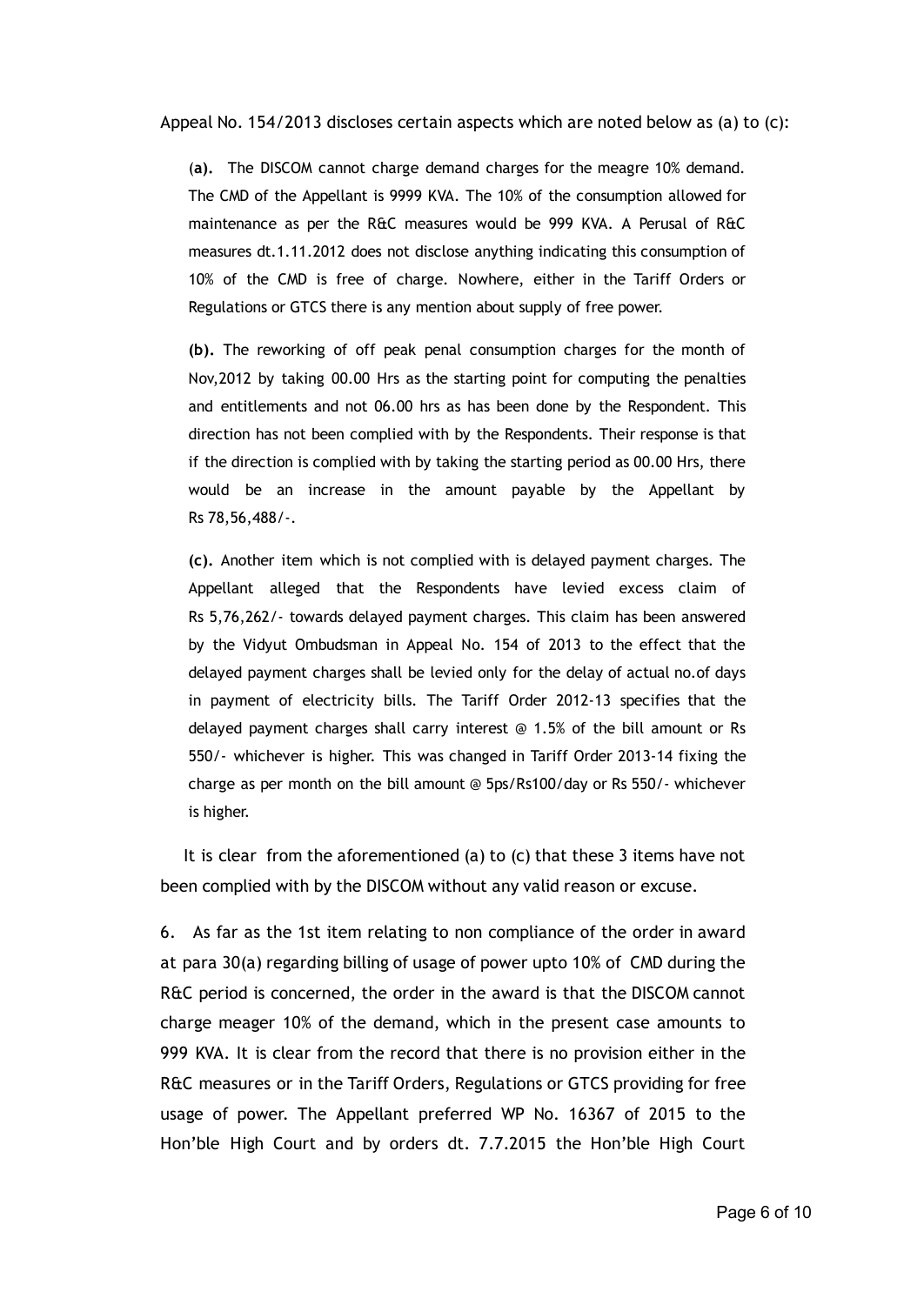Appeal No. 154/2013 discloses certain aspects which are noted below as (a) to (c):

(**a).** The DISCOM cannot charge demand charges for the meagre 10% demand. The CMD of the Appellant is 9999 KVA. The 10% of the consumption allowed for maintenance as per the R&C measures would be 999 KVA. A Perusal of R&C measures dt.1.11.2012 does not disclose anything indicating this consumption of 10% of the CMD is free of charge. Nowhere, either in the Tariff Orders or Regulations or GTCS there is any mention about supply of free power.

**(b).** The reworking of off peak penal consumption charges for the month of Nov,2012 by taking 00.00 Hrs as the starting point for computing the penalties and entitlements and not 06.00 hrs as has been done by the Respondent. This direction has not been complied with by the Respondents. Their response is that if the direction is complied with by taking the starting period as 00.00 Hrs, there would be an increase in the amount payable by the Appellant by Rs 78,56,488/-.

**(c).** Another item which is not complied with is delayed payment charges. The Appellant alleged that the Respondents have levied excess claim of Rs 5,76,262/- towards delayed payment charges. This claim has been answered by the Vidyut Ombudsman in Appeal No. 154 of 2013 to the effect that the delayed payment charges shall be levied only for the delay of actual no.of days in payment of electricity bills. The Tariff Order 2012-13 specifies that the delayed payment charges shall carry interest @ 1.5% of the bill amount or Rs 550/- whichever is higher. This was changed in Tariff Order 2013-14 fixing the charge as per month on the bill amount @ 5ps/Rs100/day or Rs 550/- whichever is higher.

It is clear from the aforementioned (a) to (c) that these 3 items have not been complied with by the DISCOM without any valid reason or excuse.

6. As far as the 1st item relating to non compliance of the order in award at para 30(a) regarding billing of usage of power upto 10% of CMD during the R&C period is concerned, the order in the award is that the DISCOM cannot charge meager 10% of the demand, which in the present case amounts to 999 KVA. It is clear from the record that there is no provision either in the R&C measures or in the Tariff Orders, Regulations or GTCS providing for free usage of power. The Appellant preferred WP No. 16367 of 2015 to the Hon'ble High Court and by orders dt. 7.7.2015 the Hon'ble High Court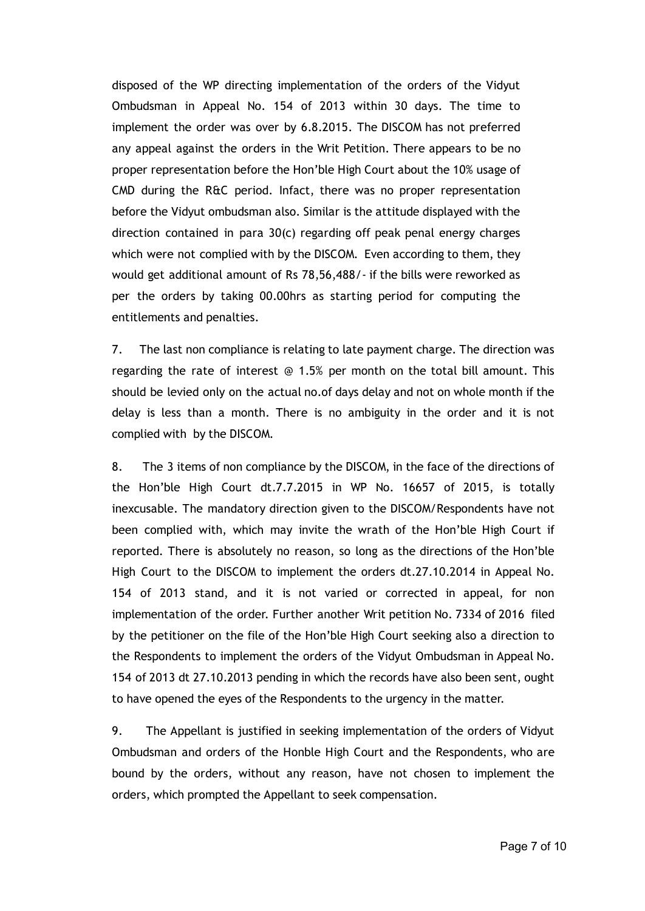disposed of the WP directing implementation of the orders of the Vidyut Ombudsman in Appeal No. 154 of 2013 within 30 days. The time to implement the order was over by 6.8.2015. The DISCOM has not preferred any appeal against the orders in the Writ Petition. There appears to be no proper representation before the Hon'ble High Court about the 10% usage of CMD during the R&C period. Infact, there was no proper representation before the Vidyut ombudsman also. Similar is the attitude displayed with the direction contained in para 30(c) regarding off peak penal energy charges which were not complied with by the DISCOM. Even according to them, they would get additional amount of Rs 78,56,488/- if the bills were reworked as per the orders by taking 00.00hrs as starting period for computing the entitlements and penalties.

7. The last non compliance is relating to late payment charge. The direction was regarding the rate of interest @ 1.5% per month on the total bill amount. This should be levied only on the actual no.of days delay and not on whole month if the delay is less than a month. There is no ambiguity in the order and it is not complied with by the DISCOM.

8. The 3 items of non compliance by the DISCOM, in the face of the directions of the Hon'ble High Court dt.7.7.2015 in WP No. 16657 of 2015, is totally inexcusable. The mandatory direction given to the DISCOM/Respondents have not been complied with, which may invite the wrath of the Hon'ble High Court if reported. There is absolutely no reason, so long as the directions of the Hon'ble High Court to the DISCOM to implement the orders dt.27.10.2014 in Appeal No. 154 of 2013 stand, and it is not varied or corrected in appeal, for non implementation of the order. Further another Writ petition No. 7334 of 2016 filed by the petitioner on the file of the Hon'ble High Court seeking also a direction to the Respondents to implement the orders of the Vidyut Ombudsman in Appeal No. 154 of 2013 dt 27.10.2013 pending in which the records have also been sent, ought to have opened the eyes of the Respondents to the urgency in the matter.

9. The Appellant is justified in seeking implementation of the orders of Vidyut Ombudsman and orders of the Honble High Court and the Respondents, who are bound by the orders, without any reason, have not chosen to implement the orders, which prompted the Appellant to seek compensation.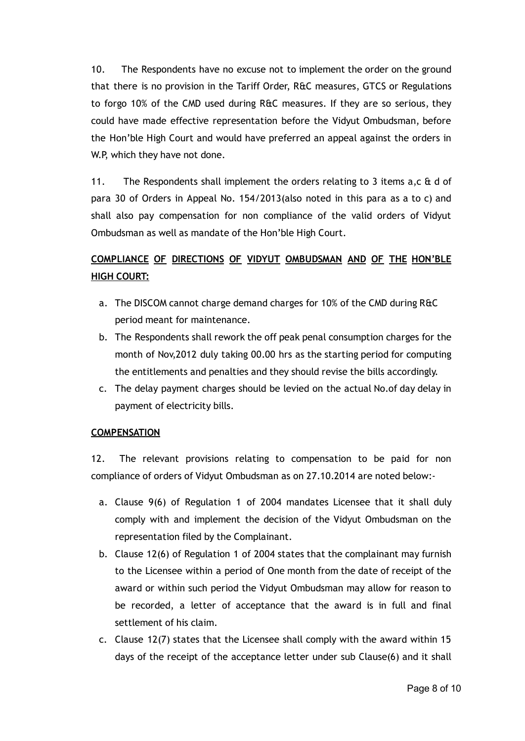10. The Respondents have no excuse not to implement the order on the ground that there is no provision in the Tariff Order, R&C measures, GTCS or Regulations to forgo 10% of the CMD used during R&C measures. If they are so serious, they could have made effective representation before the Vidyut Ombudsman, before the Hon'ble High Court and would have preferred an appeal against the orders in W.P, which they have not done.

11. The Respondents shall implement the orders relating to 3 items a,c & d of para 30 of Orders in Appeal No. 154/2013(also noted in this para as a to c) and shall also pay compensation for non compliance of the valid orders of Vidyut Ombudsman as well as mandate of the Hon'ble High Court.

**COMPLIANCE OF DIRECTIONS OF VIDYUT OMBUDSMAN AND OF THE HON'BLE HIGH COURT:**

a. The DISCOM cannot charge demand charges for 10% of the CMD during R&C period meant for maintenance.
b. The Respondents shall rework the off peak penal consumption charges for the month of Nov,2012 duly taking 00.00 hrs as the starting period for computing the entitlements and penalties and they should revise the bills accordingly.
c. The delay payment charges should be levied on the actual No.of day delay in payment of electricity bills.

**COMPENSATION**

12. The relevant provisions relating to compensation to be paid for non compliance of orders of Vidyut Ombudsman as on 27.10.2014 are noted below:-

a. Clause 9(6) of Regulation 1 of 2004 mandates Licensee that it shall duly comply with and implement the decision of the Vidyut Ombudsman on the representation filed by the Complainant.
b. Clause 12(6) of Regulation 1 of 2004 states that the complainant may furnish to the Licensee within a period of One month from the date of receipt of the award or within such period the Vidyut Ombudsman may allow for reason to be recorded, a letter of acceptance that the award is in full and final settlement of his claim.
c. Clause 12(7) states that the Licensee shall comply with the award within 15 days of the receipt of the acceptance letter under sub Clause(6) and it shall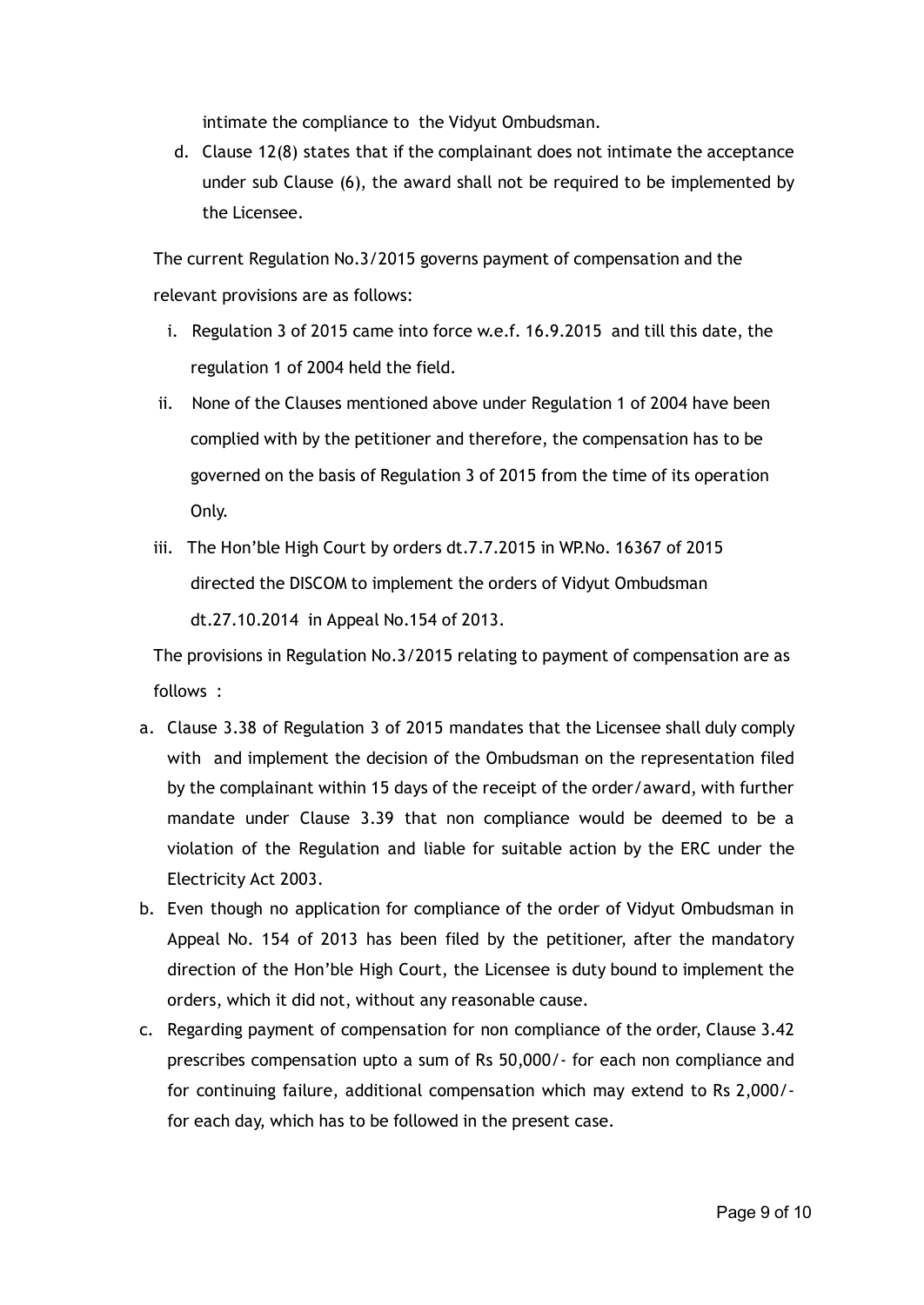intimate the compliance to the Vidyut Ombudsman.

d. Clause 12(8) states that if the complainant does not intimate the acceptance under sub Clause (6), the award shall not be required to be implemented by the Licensee.

The current Regulation No.3/2015 governs payment of compensation and the relevant provisions are as follows:

i. Regulation 3 of 2015 came into force w.e.f. 16.9.2015 and till this date, the regulation 1 of 2004 held the field.

ii. None of the Clauses mentioned above under Regulation 1 of 2004 have been complied with by the petitioner and therefore, the compensation has to be governed on the basis of Regulation 3 of 2015 from the time of its operation Only.

iii. The Hon'ble High Court by orders dt.7.7.2015 in WP.No. 16367 of 2015 directed the DISCOM to implement the orders of Vidyut Ombudsman dt.27.10.2014 in Appeal No.154 of 2013.

The provisions in Regulation No.3/2015 relating to payment of compensation are as follows :

a. Clause 3.38 of Regulation 3 of 2015 mandates that the Licensee shall duly comply with and implement the decision of the Ombudsman on the representation filed by the complainant within 15 days of the receipt of the order/award, with further mandate under Clause 3.39 that non compliance would be deemed to be a violation of the Regulation and liable for suitable action by the ERC under the Electricity Act 2003.

b. Even though no application for compliance of the order of Vidyut Ombudsman in Appeal No. 154 of 2013 has been filed by the petitioner, after the mandatory direction of the Hon'ble High Court, the Licensee is duty bound to implement the orders, which it did not, without any reasonable cause.

c. Regarding payment of compensation for non compliance of the order, Clause 3.42 prescribes compensation upto a sum of Rs 50,000/- for each non compliance and for continuing failure, additional compensation which may extend to Rs 2,000/- for each day, which has to be followed in the present case.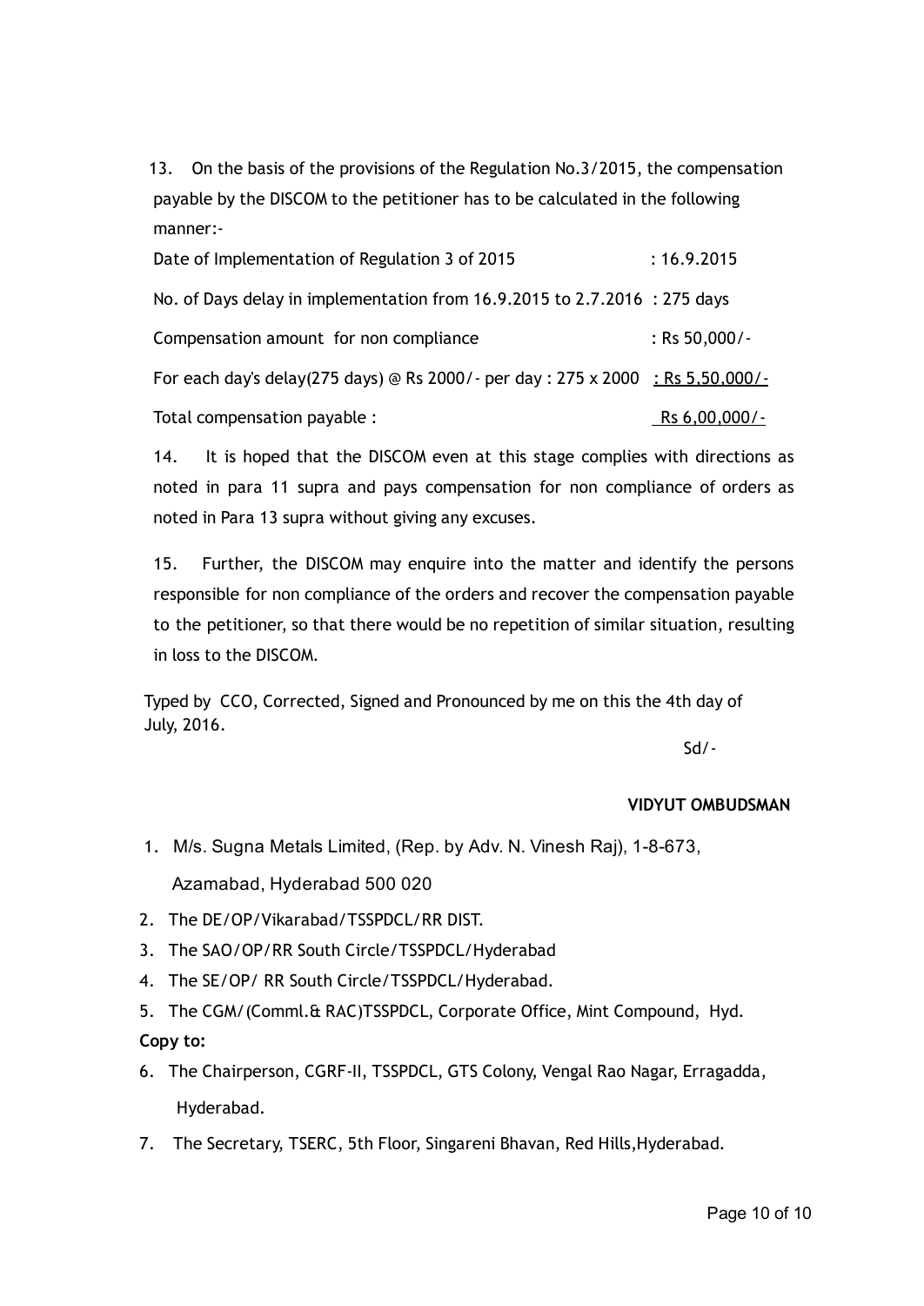13. On the basis of the provisions of the Regulation No.3/2015, the compensation payable by the DISCOM to the petitioner has to be calculated in the following manner:-

| | |
|---|---|
| Date of Implementation of Regulation 3 of 2015 | : 16.9.2015 |
| No. of Days delay in implementation from 16.9.2015 to 2.7.2016 | : 275 days |
| Compensation amount for non compliance | : Rs 50,000/- |
| For each day's delay(275 days) @ Rs 2000/- per day : 275 x 2000 | : Rs 5,50,000/- |
| Total compensation payable : | Rs 6,00,000/- |

14. It is hoped that the DISCOM even at this stage complies with directions as noted in para 11 supra and pays compensation for non compliance of orders as noted in Para 13 supra without giving any excuses.

15. Further, the DISCOM may enquire into the matter and identify the persons responsible for non compliance of the orders and recover the compensation payable to the petitioner, so that there would be no repetition of similar situation, resulting in loss to the DISCOM.

Typed by CCO, Corrected, Signed and Pronounced by me on this the 4th day of July, 2016.

Sd/-

**VIDYUT OMBUDSMAN**

1. M/s. Sugna Metals Limited, (Rep. by Adv. N. Vinesh Raj), 1-8-673, Azamabad, Hyderabad 500 020
2. The DE/OP/Vikarabad/TSSPDCL/RR DIST.
3. The SAO/OP/RR South Circle/TSSPDCL/Hyderabad
4. The SE/OP/ RR South Circle/TSSPDCL/Hyderabad.
5. The CGM/(Comml.& RAC)TSSPDCL, Corporate Office, Mint Compound, Hyd.

**Copy to:**

6. The Chairperson, CGRF-II, TSSPDCL, GTS Colony, Vengal Rao Nagar, Erragadda, Hyderabad.
7. The Secretary, TSERC, 5th Floor, Singareni Bhavan, Red Hills,Hyderabad.